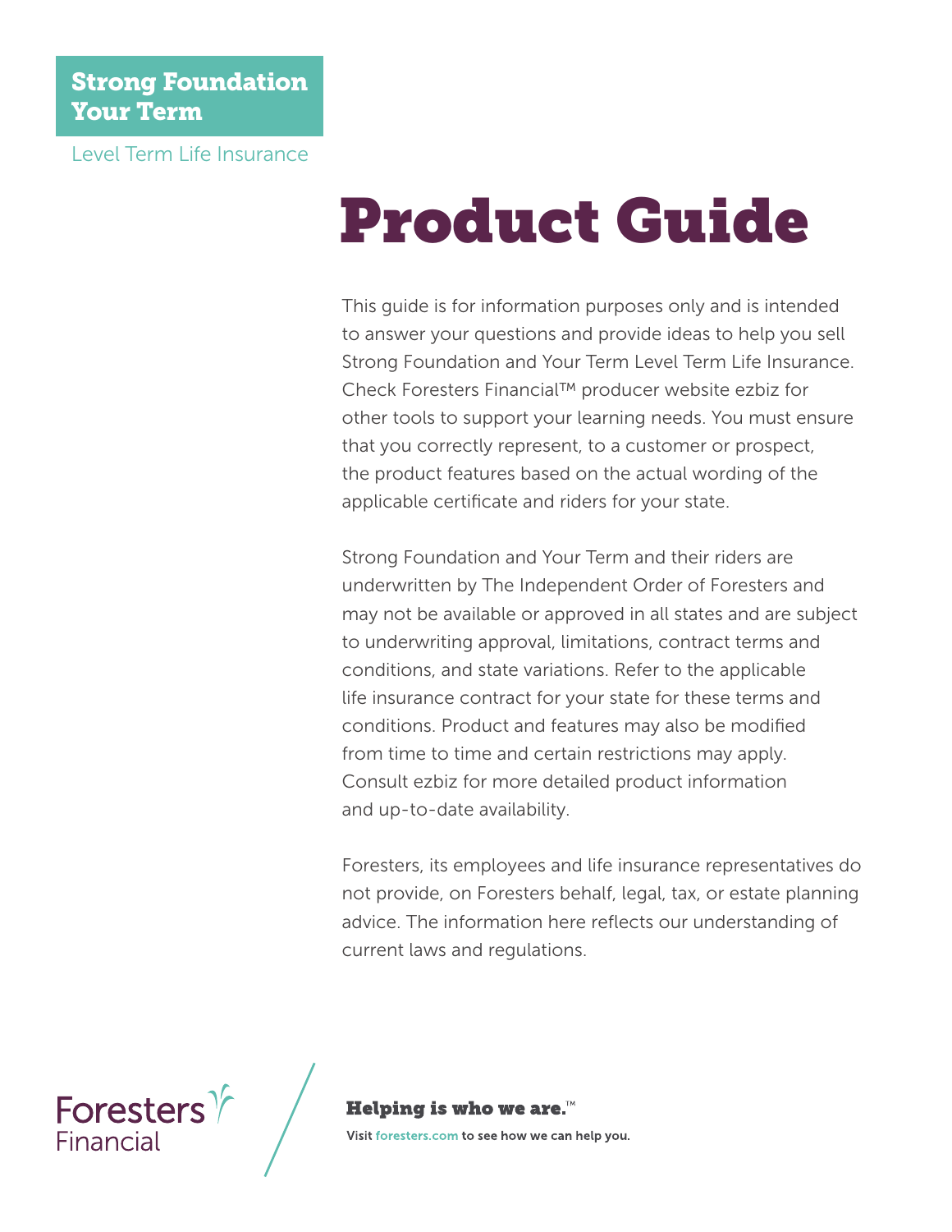**Strong Foundation Your Term**

Level Term Life Insurance

# Product Guide

This guide is for information purposes only and is intended to answer your questions and provide ideas to help you sell Strong Foundation and Your Term Level Term Life Insurance. Check Foresters Financial™ producer website ezbiz for other tools to support your learning needs. You must ensure that you correctly represent, to a customer or prospect, the product features based on the actual wording of the applicable certificate and riders for your state.

Strong Foundation and Your Term and their riders are underwritten by The Independent Order of Foresters and may not be available or approved in all states and are subject to underwriting approval, limitations, contract terms and conditions, and state variations. Refer to the applicable life insurance contract for your state for these terms and conditions. Product and features may also be modified from time to time and certain restrictions may apply. Consult ezbiz for more detailed product information and up-to-date availability.

Foresters, its employees and life insurance representatives do not provide, on Foresters behalf, legal, tax, or estate planning advice. The information here reflects our understanding of current laws and regulations.

Foresters Financial

**Helping is who we are.™**

Visit foresters.com to see how we can help you.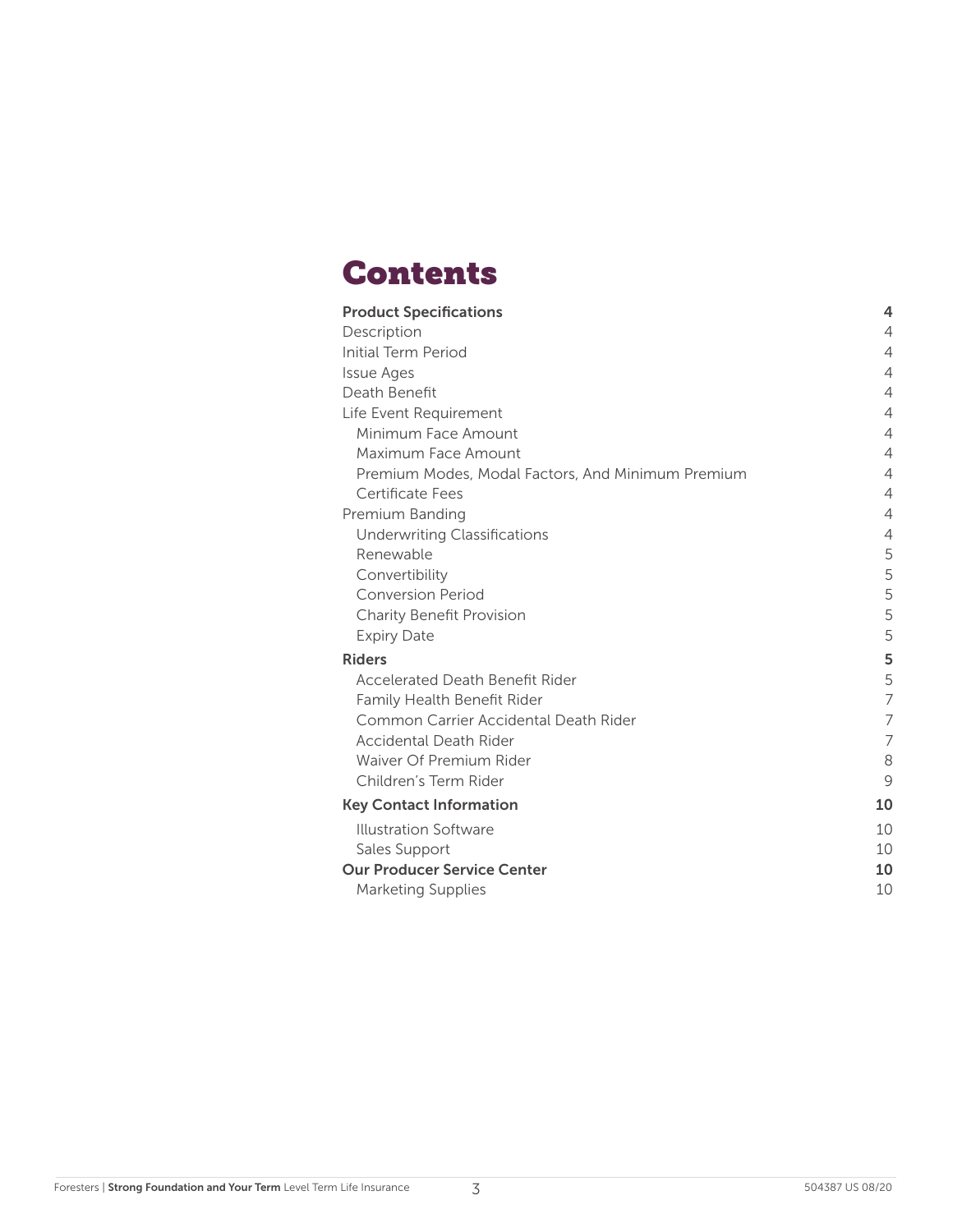# Contents

| | |
|---|---|
| **Product Specifications** | **4** |
| Description | 4 |
| Initial Term Period | 4 |
| Issue Ages | 4 |
| Death Benefit | 4 |
| Life Event Requirement | 4 |
| Minimum Face Amount | 4 |
| Maximum Face Amount | 4 |
| Premium Modes, Modal Factors, And Minimum Premium | 4 |
| Certificate Fees | 4 |
| Premium Banding | 4 |
| Underwriting Classifications | 4 |
| Renewable | 5 |
| Convertibility | 5 |
| Conversion Period | 5 |
| Charity Benefit Provision | 5 |
| Expiry Date | 5 |
| **Riders** | **5** |
| Accelerated Death Benefit Rider | 5 |
| Family Health Benefit Rider | 7 |
| Common Carrier Accidental Death Rider | 7 |
| Accidental Death Rider | 7 |
| Waiver Of Premium Rider | 8 |
| Children's Term Rider | 9 |
| **Key Contact Information** | **10** |
| Illustration Software | 10 |
| Sales Support | 10 |
| **Our Producer Service Center** | **10** |
| Marketing Supplies | 10 |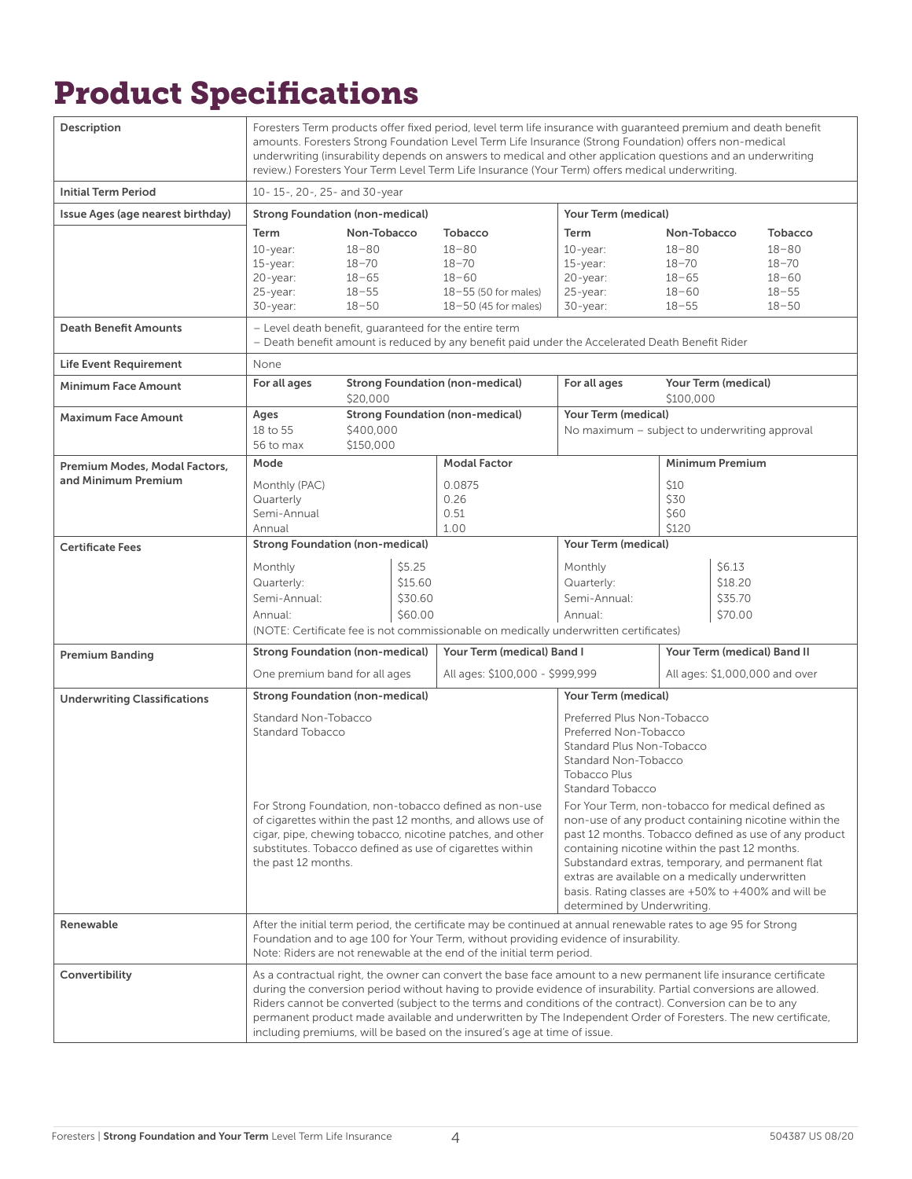# Product Specifications

| | | | | | | |
|---|---|---|---|---|---|---|
| **Description** | Foresters Term products offer fixed period, level term life insurance with guaranteed premium and death benefit amounts. Foresters Strong Foundation Level Term Life Insurance (Strong Foundation) offers non-medical underwriting (insurability depends on answers to medical and other application questions and an underwriting review.) Foresters Your Term Level Term Life Insurance (Your Term) offers medical underwriting. | | | | | |
| **Initial Term Period** | 10- 15-, 20-, 25- and 30-year | | | | | |
| **Issue Ages (age nearest birthday)** | **Strong Foundation (non-medical)** | | | **Your Term (medical)** | | |
| | **Term** | **Non-Tobacco** | **Tobacco** | **Term** | **Non-Tobacco** | **Tobacco** |
| | 10-year: | 18–80 | 18–80 | 10-year: | 18–80 | 18–80 |
| | 15-year: | 18–70 | 18–70 | 15-year: | 18–70 | 18–70 |
| | 20-year: | 18–65 | 18–60 | 20-year: | 18–65 | 18–60 |
| | 25-year: | 18–55 | 18–55 (50 for males) | 25-year: | 18–60 | 18–55 |
| | 30-year: | 18–50 | 18–50 (45 for males) | 30-year: | 18–55 | 18–50 |
| **Death Benefit Amounts** | – Level death benefit, guaranteed for the entire term<br>– Death benefit amount is reduced by any benefit paid under the Accelerated Death Benefit Rider | | | | | |
| **Life Event Requirement** | None | | | | | |
| **Minimum Face Amount** | **For all ages** | **Strong Foundation (non-medical)**<br>$20,000 | | **For all ages** | **Your Term (medical)**<br>$100,000 | |
| **Maximum Face Amount** | **Ages**<br>18 to 55<br>56 to max | **Strong Foundation (non-medical)**<br>$400,000<br>$150,000 | | **Your Term (medical)**<br>No maximum – subject to underwriting approval | | |
| **Premium Modes, Modal Factors, and Minimum Premium** | **Mode** | | **Modal Factor** | | **Minimum Premium** | |
| | Monthly (PAC) | | 0.0875 | | $10 | |
| | Quarterly | | 0.26 | | $30 | |
| | Semi-Annual | | 0.51 | | $60 | |
| | Annual | | 1.00 | | $120 | |
| **Certificate Fees** | **Strong Foundation (non-medical)** | | | **Your Term (medical)** | | |
| | Monthly | $5.25 | | Monthly | $6.13 | |
| | Quarterly: | $15.60 | | Quarterly: | $18.20 | |
| | Semi-Annual: | $30.60 | | Semi-Annual: | $35.70 | |
| | Annual: | $60.00 | | Annual: | $70.00 | |
| | (NOTE: Certificate fee is not commissionable on medically underwritten certificates) | | | | | |
| **Premium Banding** | **Strong Foundation (non-medical)**<br>One premium band for all ages | | **Your Term (medical) Band I**<br>All ages: $100,000 - $999,999 | | **Your Term (medical) Band II**<br>All ages: $1,000,000 and over | |
| **Underwriting Classifications** | **Strong Foundation (non-medical)** | | | **Your Term (medical)** | | |
| | Standard Non-Tobacco<br>Standard Tobacco | | | Preferred Plus Non-Tobacco<br>Preferred Non-Tobacco<br>Standard Plus Non-Tobacco<br>Standard Non-Tobacco<br>Tobacco Plus<br>Standard Tobacco | | |
| | For Strong Foundation, non-tobacco defined as non-use of cigarettes within the past 12 months, and allows use of cigar, pipe, chewing tobacco, nicotine patches, and other substitutes. Tobacco defined as use of cigarettes within the past 12 months. | | | For Your Term, non-tobacco for medical defined as non-use of any product containing nicotine within the past 12 months. Tobacco defined as use of any product containing nicotine within the past 12 months. Substandard extras, temporary, and permanent flat extras are available on a medically underwritten basis. Rating classes are +50% to +400% and will be determined by Underwriting. | | |
| **Renewable** | After the initial term period, the certificate may be continued at annual renewable rates to age 95 for Strong Foundation and to age 100 for Your Term, without providing evidence of insurability.<br>Note: Riders are not renewable at the end of the initial term period. | | | | | |
| **Convertibility** | As a contractual right, the owner can convert the base face amount to a new permanent life insurance certificate during the conversion period without having to provide evidence of insurability. Partial conversions are allowed. Riders cannot be converted (subject to the terms and conditions of the contract). Conversion can be to any permanent product made available and underwritten by The Independent Order of Foresters. The new certificate, including premiums, will be based on the insured's age at time of issue. | | | | | |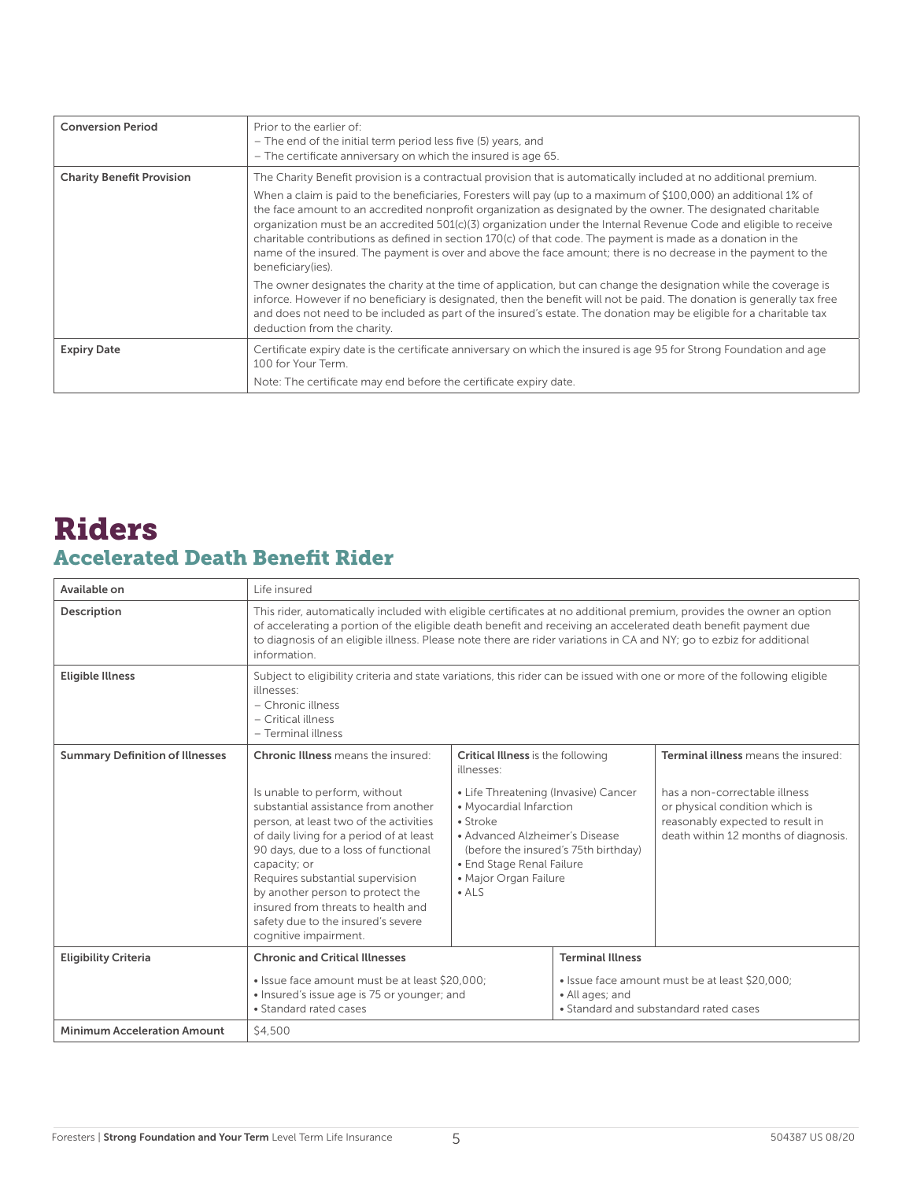| | |
|---|---|
| **Conversion Period** | Prior to the earlier of:<br>– The end of the initial term period less five (5) years, and<br>– The certificate anniversary on which the insured is age 65. |
| **Charity Benefit Provision** | The Charity Benefit provision is a contractual provision that is automatically included at no additional premium.<br><br>When a claim is paid to the beneficiaries, Foresters will pay (up to a maximum of $100,000) an additional 1% of the face amount to an accredited nonprofit organization as designated by the owner. The designated charitable organization must be an accredited 501(c)(3) organization under the Internal Revenue Code and eligible to receive charitable contributions as defined in section 170(c) of that code. The payment is made as a donation in the name of the insured. The payment is over and above the face amount; there is no decrease in the payment to the beneficiary(ies).<br><br>The owner designates the charity at the time of application, but can change the designation while the coverage is inforce. However if no beneficiary is designated, then the benefit will not be paid. The donation is generally tax free and does not need to be included as part of the insured's estate. The donation may be eligible for a charitable tax deduction from the charity. |
| **Expiry Date** | Certificate expiry date is the certificate anniversary on which the insured is age 95 for Strong Foundation and age 100 for Your Term.<br><br>Note: The certificate may end before the certificate expiry date. |

# Riders

## Accelerated Death Benefit Rider

| | | | |
|---|---|---|---|
| **Available on** | Life insured | | |
| **Description** | This rider, automatically included with eligible certificates at no additional premium, provides the owner an option of accelerating a portion of the eligible death benefit and receiving an accelerated death benefit payment due to diagnosis of an eligible illness. Please note there are rider variations in CA and NY; go to ezbiz for additional information. | | |
| **Eligible Illness** | Subject to eligibility criteria and state variations, this rider can be issued with one or more of the following eligible illnesses:<br>– Chronic illness<br>– Critical illness<br>– Terminal illness | | |
| **Summary Definition of Illnesses** | **Chronic Illness** means the insured:<br><br>Is unable to perform, without substantial assistance from another person, at least two of the activities of daily living for a period of at least 90 days, due to a loss of functional capacity; or<br>Requires substantial supervision by another person to protect the insured from threats to health and safety due to the insured's severe cognitive impairment. | **Critical Illness** is the following illnesses:<br><br>• Life Threatening (Invasive) Cancer<br>• Myocardial Infarction<br>• Stroke<br>• Advanced Alzheimer's Disease (before the insured's 75th birthday)<br>• End Stage Renal Failure<br>• Major Organ Failure<br>• ALS | **Terminal illness** means the insured:<br><br>has a non-correctable illness or physical condition which is reasonably expected to result in death within 12 months of diagnosis. |
| **Eligibility Criteria** | **Chronic and Critical Illnesses**<br><br>• Issue face amount must be at least $20,000;<br>• Insured's issue age is 75 or younger; and<br>• Standard rated cases | **Terminal Illness**<br><br>• Issue face amount must be at least $20,000;<br>• All ages; and<br>• Standard and substandard rated cases | |
| **Minimum Acceleration Amount** | $4,500 | | |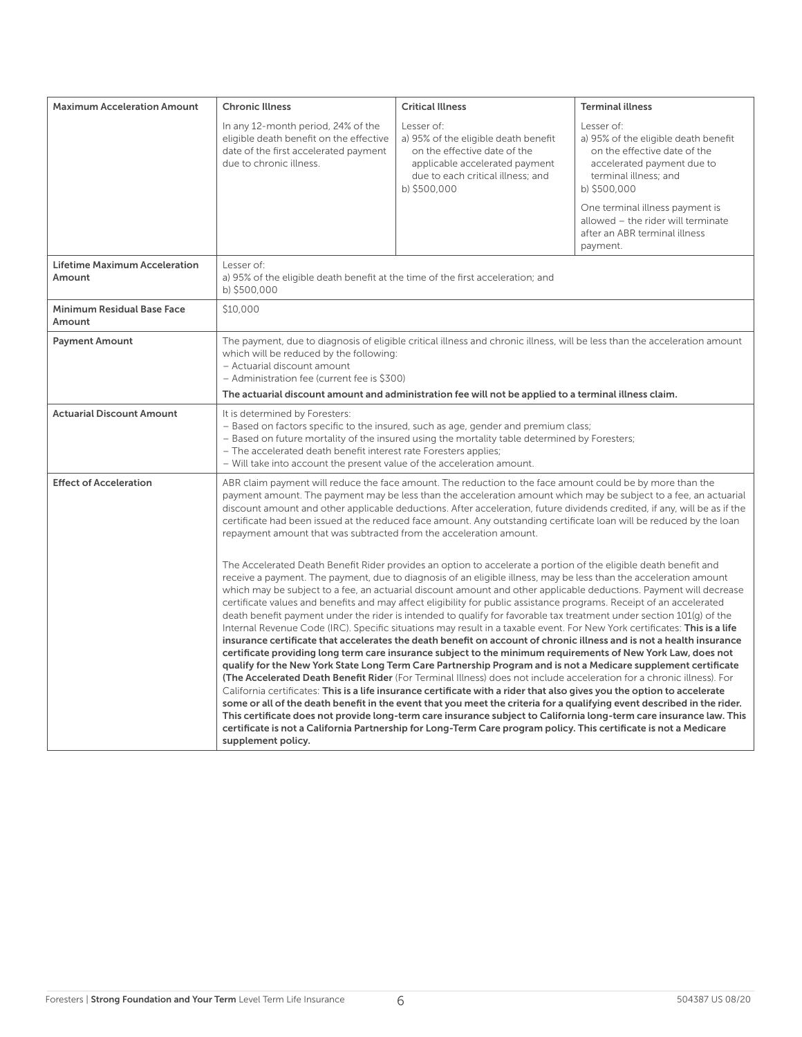| Maximum Acceleration Amount | Chronic Illness | Critical Illness | Terminal illness |
|---|---|---|---|
| | In any 12-month period, 24% of the eligible death benefit on the effective date of the first accelerated payment due to chronic illness. | Lesser of:<br>a) 95% of the eligible death benefit on the effective date of the applicable accelerated payment due to each critical illness; and<br>b) $500,000 | Lesser of:<br>a) 95% of the eligible death benefit on the effective date of the accelerated payment due to terminal illness; and<br>b) $500,000<br><br>One terminal illness payment is allowed – the rider will terminate after an ABR terminal illness payment. |
| **Lifetime Maximum Acceleration Amount** | Lesser of:<br>a) 95% of the eligible death benefit at the time of the first acceleration; and<br>b) $500,000 | | |
| **Minimum Residual Base Face Amount** | $10,000 | | |
| **Payment Amount** | The payment, due to diagnosis of eligible critical illness and chronic illness, will be less than the acceleration amount which will be reduced by the following:<br>– Actuarial discount amount<br>– Administration fee (current fee is $300)<br>**The actuarial discount amount and administration fee will not be applied to a terminal illness claim.** | | |
| **Actuarial Discount Amount** | It is determined by Foresters:<br>– Based on factors specific to the insured, such as age, gender and premium class;<br>– Based on future mortality of the insured using the mortality table determined by Foresters;<br>– The accelerated death benefit interest rate Foresters applies;<br>– Will take into account the present value of the acceleration amount. | | |
| **Effect of Acceleration** | ABR claim payment will reduce the face amount. The reduction to the face amount could be by more than the payment amount. The payment may be less than the acceleration amount which may be subject to a fee, an actuarial discount amount and other applicable deductions. After acceleration, future dividends credited, if any, will be as if the certificate had been issued at the reduced face amount. Any outstanding certificate loan will be reduced by the loan repayment amount that was subtracted from the acceleration amount.<br><br>The Accelerated Death Benefit Rider provides an option to accelerate a portion of the eligible death benefit and receive a payment. The payment, due to diagnosis of an eligible illness, may be less than the acceleration amount which may be subject to a fee, an actuarial discount amount and other applicable deductions. Payment will decrease certificate values and benefits and may affect eligibility for public assistance programs. Receipt of an accelerated death benefit payment under the rider is intended to qualify for favorable tax treatment under section 101(g) of the Internal Revenue Code (IRC). Specific situations may result in a taxable event. For New York certificates: **This is a life insurance certificate that accelerates the death benefit on account of chronic illness and is not a health insurance certificate providing long term care insurance subject to the minimum requirements of New York Law, does not qualify for the New York State Long Term Care Partnership Program and is not a Medicare supplement certificate (The Accelerated Death Benefit Rider** (For Terminal Illness) does not include acceleration for a chronic illness). For California certificates: **This is a life insurance certificate with a rider that also gives you the option to accelerate some or all of the death benefit in the event that you meet the criteria for a qualifying event described in the rider. This certificate does not provide long-term care insurance subject to California long-term care insurance law. This certificate is not a California Partnership for Long-Term Care program policy. This certificate is not a Medicare supplement policy.** | | |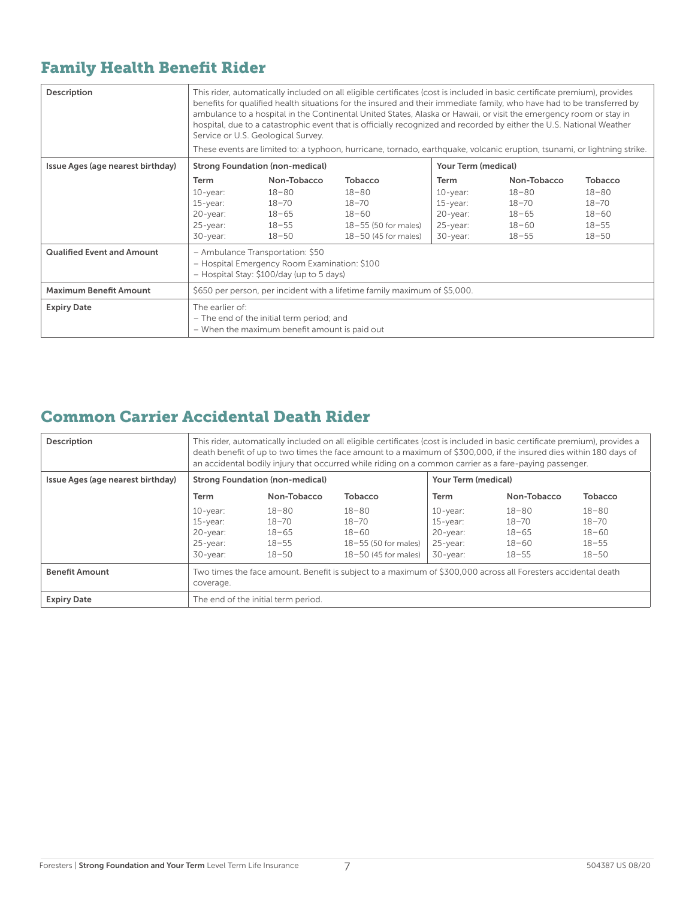## Family Health Benefit Rider

| Description | This rider, automatically included on all eligible certificates (cost is included in basic certificate premium), provides benefits for qualified health situations for the insured and their immediate family, who have had to be transferred by ambulance to a hospital in the Continental United States, Alaska or Hawaii, or visit the emergency room or stay in hospital, due to a catastrophic event that is officially recognized and recorded by either the U.S. National Weather Service or U.S. Geological Survey.<br><br>These events are limited to: a typhoon, hurricane, tornado, earthquake, volcanic eruption, tsunami, or lightning strike. | | | | | |
|---|---|---|---|---|---|---|
| **Issue Ages (age nearest birthday)** | **Strong Foundation (non-medical)** | | | **Your Term (medical)** | | |
| | **Term** | **Non-Tobacco** | **Tobacco** | **Term** | **Non-Tobacco** | **Tobacco** |
| | 10-year: | 18–80 | 18–80 | 10-year: | 18–80 | 18–80 |
| | 15-year: | 18–70 | 18–70 | 15-year: | 18–70 | 18–70 |
| | 20-year: | 18–65 | 18–60 | 20-year: | 18–65 | 18–60 |
| | 25-year: | 18–55 | 18–55 (50 for males) | 25-year: | 18–60 | 18–55 |
| | 30-year: | 18–50 | 18–50 (45 for males) | 30-year: | 18–55 | 18–50 |
| **Qualified Event and Amount** | – Ambulance Transportation: $50<br>– Hospital Emergency Room Examination: $100<br>– Hospital Stay: $100/day (up to 5 days) | | | | | |
| **Maximum Benefit Amount** | $650 per person, per incident with a lifetime family maximum of $5,000. | | | | | |
| **Expiry Date** | The earlier of:<br>– The end of the initial term period; and<br>– When the maximum benefit amount is paid out | | | | | |

## Common Carrier Accidental Death Rider

| Description | This rider, automatically included on all eligible certificates (cost is included in basic certificate premium), provides a death benefit of up to two times the face amount to a maximum of $300,000, if the insured dies within 180 days of an accidental bodily injury that occurred while riding on a common carrier as a fare-paying passenger. | | | | | |
|---|---|---|---|---|---|---|
| **Issue Ages (age nearest birthday)** | **Strong Foundation (non-medical)** | | | **Your Term (medical)** | | |
| | **Term** | **Non-Tobacco** | **Tobacco** | **Term** | **Non-Tobacco** | **Tobacco** |
| | 10-year: | 18–80 | 18–80 | 10-year: | 18–80 | 18–80 |
| | 15-year: | 18–70 | 18–70 | 15-year: | 18–70 | 18–70 |
| | 20-year: | 18–65 | 18–60 | 20-year: | 18–65 | 18–60 |
| | 25-year: | 18–55 | 18–55 (50 for males) | 25-year: | 18–60 | 18–55 |
| | 30-year: | 18–50 | 18–50 (45 for males) | 30-year: | 18–55 | 18–50 |
| **Benefit Amount** | Two times the face amount. Benefit is subject to a maximum of $300,000 across all Foresters accidental death coverage. | | | | | |
| **Expiry Date** | The end of the initial term period. | | | | | |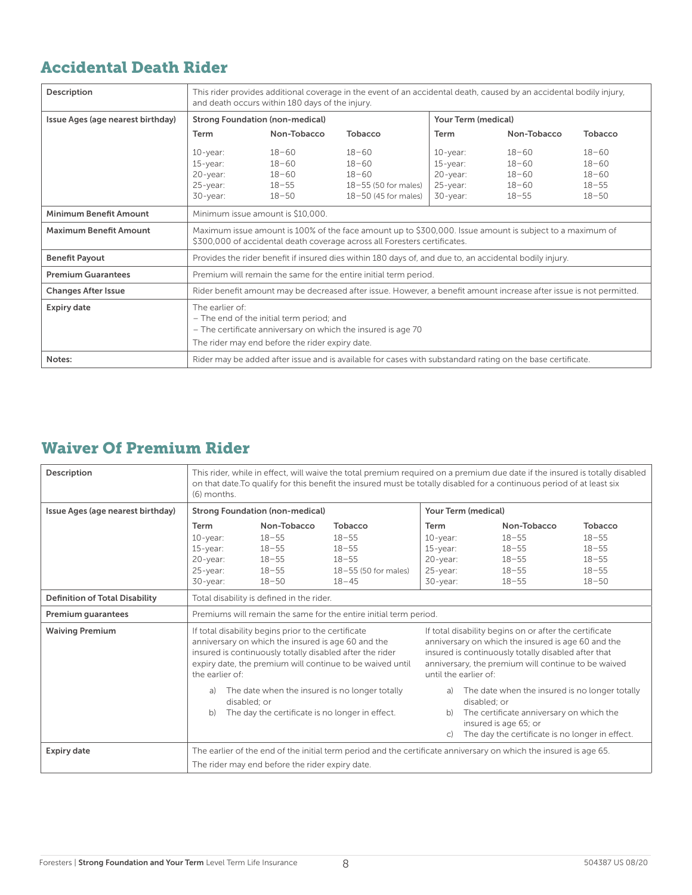## Accidental Death Rider

| Description | This rider provides additional coverage in the event of an accidental death, caused by an accidental bodily injury, and death occurs within 180 days of the injury. | | | | | |
|---|---|---|---|---|---|---|
| Issue Ages (age nearest birthday) | Strong Foundation (non-medical) | | | Your Term (medical) | | |
| | Term | Non-Tobacco | Tobacco | Term | Non-Tobacco | Tobacco |
| | 10-year: | 18–60 | 18–60 | 10-year: | 18–60 | 18–60 |
| | 15-year: | 18–60 | 18–60 | 15-year: | 18–60 | 18–60 |
| | 20-year: | 18–60 | 18–60 | 20-year: | 18–60 | 18–60 |
| | 25-year: | 18–55 | 18–55 (50 for males) | 25-year: | 18–60 | 18–55 |
| | 30-year: | 18–50 | 18–50 (45 for males) | 30-year: | 18–55 | 18–50 |
| Minimum Benefit Amount | Minimum issue amount is $10,000. | | | | | |
| Maximum Benefit Amount | Maximum issue amount is 100% of the face amount up to $300,000. Issue amount is subject to a maximum of $300,000 of accidental death coverage across all Foresters certificates. | | | | | |
| Benefit Payout | Provides the rider benefit if insured dies within 180 days of, and due to, an accidental bodily injury. | | | | | |
| Premium Guarantees | Premium will remain the same for the entire initial term period. | | | | | |
| Changes After Issue | Rider benefit amount may be decreased after issue. However, a benefit amount increase after issue is not permitted. | | | | | |
| Expiry date | The earlier of:<br>– The end of the initial term period; and<br>– The certificate anniversary on which the insured is age 70<br>The rider may end before the rider expiry date. | | | | | |
| Notes: | Rider may be added after issue and is available for cases with substandard rating on the base certificate. | | | | | |

## Waiver Of Premium Rider

| Description | This rider, while in effect, will waive the total premium required on a premium due date if the insured is totally disabled on that date.To qualify for this benefit the insured must be totally disabled for a continuous period of at least six (6) months. | | | | | |
|---|---|---|---|---|---|---|
| Issue Ages (age nearest birthday) | Strong Foundation (non-medical) | | | Your Term (medical) | | |
| | Term | Non-Tobacco | Tobacco | Term | Non-Tobacco | Tobacco |
| | 10-year: | 18–55 | 18–55 | 10-year: | 18–55 | 18–55 |
| | 15-year: | 18–55 | 18–55 | 15-year: | 18–55 | 18–55 |
| | 20-year: | 18–55 | 18–55 | 20-year: | 18–55 | 18–55 |
| | 25-year: | 18–55 | 18–55 (50 for males) | 25-year: | 18–55 | 18–55 |
| | 30-year: | 18–50 | 18–45 | 30-year: | 18–55 | 18–50 |
| Definition of Total Disability | Total disability is defined in the rider. | | | | | |
| Premium guarantees | Premiums will remain the same for the entire initial term period. | | | | | |
| Waiving Premium | If total disability begins prior to the certificate anniversary on which the insured is age 60 and the insured is continuously totally disabled after the rider expiry date, the premium will continue to be waived until the earlier of:<br>a) The date when the insured is no longer totally disabled; or<br>b) The day the certificate is no longer in effect. | | | If total disability begins on or after the certificate anniversary on which the insured is age 60 and the insured is continuously totally disabled after that anniversary, the premium will continue to be waived until the earlier of:<br>a) The date when the insured is no longer totally disabled; or<br>b) The certificate anniversary on which the insured is age 65; or<br>c) The day the certificate is no longer in effect. | | |
| Expiry date | The earlier of the end of the initial term period and the certificate anniversary on which the insured is age 65.<br>The rider may end before the rider expiry date. | | | | | |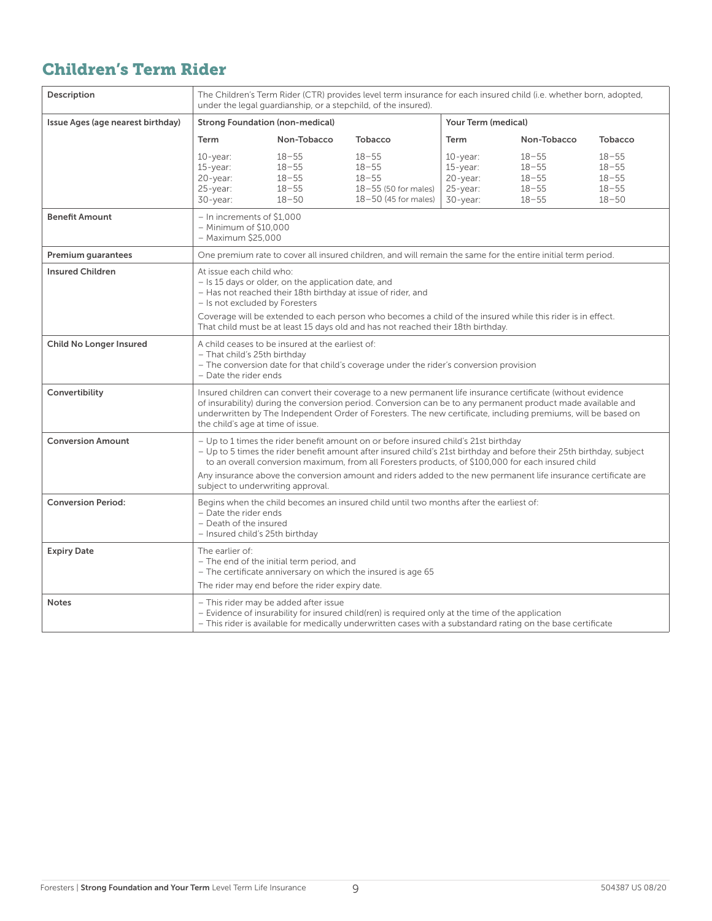## Children's Term Rider

| Description | The Children's Term Rider (CTR) provides level term insurance for each insured child (i.e. whether born, adopted, under the legal guardianship, or a stepchild, of the insured). | | | | | |
|---|---|---|---|---|---|---|
| Issue Ages (age nearest birthday) | **Strong Foundation (non-medical)** | | | **Your Term (medical)** | | |
| | **Term** | **Non-Tobacco** | **Tobacco** | **Term** | **Non-Tobacco** | **Tobacco** |
| | 10-year:<br>15-year:<br>20-year:<br>25-year:<br>30-year: | 18–55<br>18–55<br>18–55<br>18–55<br>18–50 | 18–55<br>18–55<br>18–55<br>18–55 (50 for males)<br>18–50 (45 for males) | 10-year:<br>15-year:<br>20-year:<br>25-year:<br>30-year: | 18–55<br>18–55<br>18–55<br>18–55<br>18–55 | 18–55<br>18–55<br>18–55<br>18–55<br>18–50 |
| **Benefit Amount** | – In increments of $1,000<br>– Minimum of $10,000<br>– Maximum $25,000 | | | | | |
| **Premium guarantees** | One premium rate to cover all insured children, and will remain the same for the entire initial term period. | | | | | |
| **Insured Children** | At issue each child who:<br>– Is 15 days or older, on the application date, and<br>– Has not reached their 18th birthday at issue of rider, and<br>– Is not excluded by Foresters<br><br>Coverage will be extended to each person who becomes a child of the insured while this rider is in effect. That child must be at least 15 days old and has not reached their 18th birthday. | | | | | |
| **Child No Longer Insured** | A child ceases to be insured at the earliest of:<br>– That child's 25th birthday<br>– The conversion date for that child's coverage under the rider's conversion provision<br>– Date the rider ends | | | | | |
| **Convertibility** | Insured children can convert their coverage to a new permanent life insurance certificate (without evidence of insurability) during the conversion period. Conversion can be to any permanent product made available and underwritten by The Independent Order of Foresters. The new certificate, including premiums, will be based on the child's age at time of issue. | | | | | |
| **Conversion Amount** | – Up to 1 times the rider benefit amount on or before insured child's 21st birthday<br>– Up to 5 times the rider benefit amount after insured child's 21st birthday and before their 25th birthday, subject to an overall conversion maximum, from all Foresters products, of $100,000 for each insured child<br><br>Any insurance above the conversion amount and riders added to the new permanent life insurance certificate are subject to underwriting approval. | | | | | |
| **Conversion Period:** | Begins when the child becomes an insured child until two months after the earliest of:<br>– Date the rider ends<br>– Death of the insured<br>– Insured child's 25th birthday | | | | | |
| **Expiry Date** | The earlier of:<br>– The end of the initial term period, and<br>– The certificate anniversary on which the insured is age 65<br><br>The rider may end before the rider expiry date. | | | | | |
| **Notes** | – This rider may be added after issue<br>– Evidence of insurability for insured child(ren) is required only at the time of the application<br>– This rider is available for medically underwritten cases with a substandard rating on the base certificate | | | | | |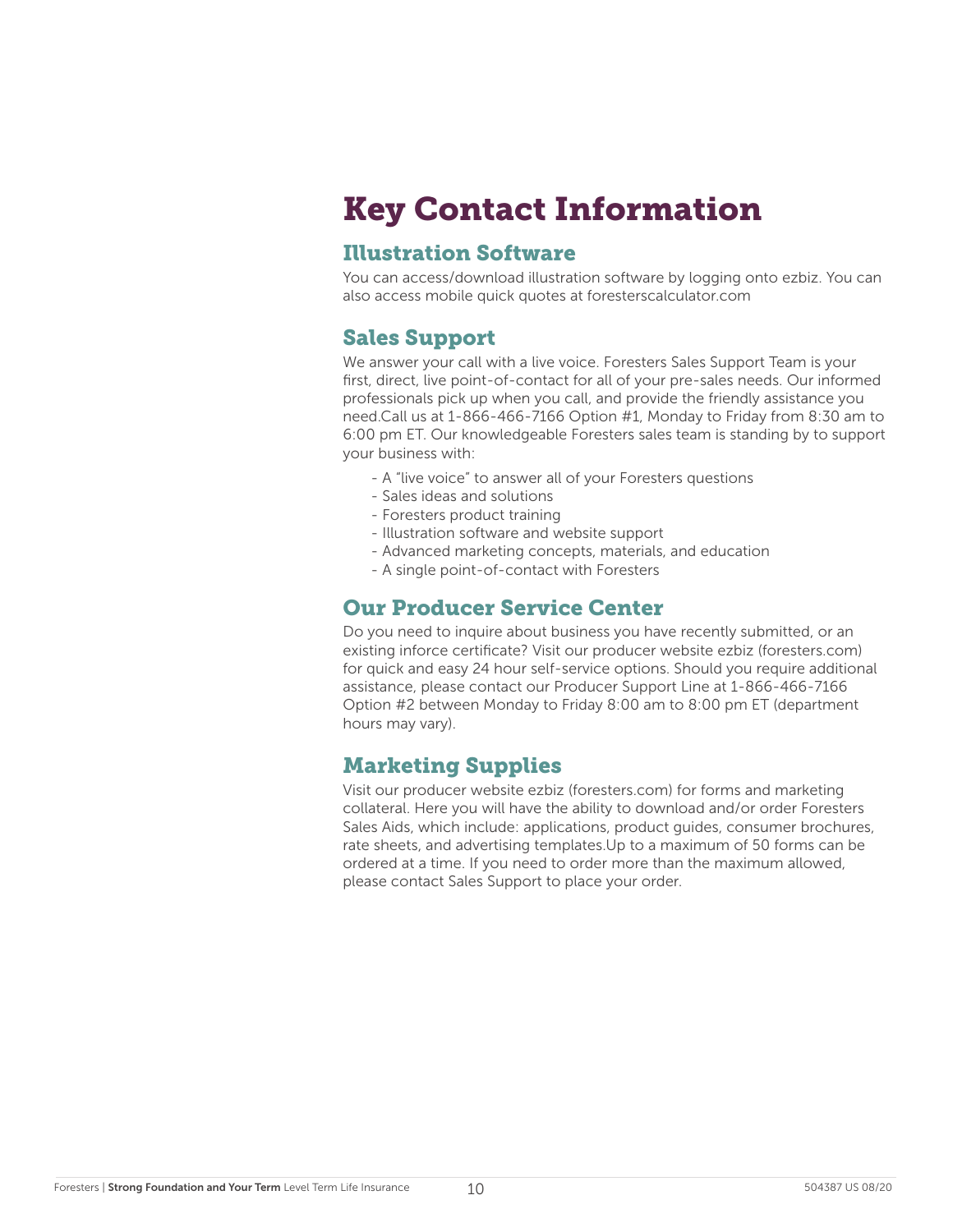# Key Contact Information

## Illustration Software

You can access/download illustration software by logging onto ezbiz. You can also access mobile quick quotes at foresterscalculator.com

## Sales Support

We answer your call with a live voice. Foresters Sales Support Team is your first, direct, live point-of-contact for all of your pre-sales needs. Our informed professionals pick up when you call, and provide the friendly assistance you need.Call us at 1-866-466-7166 Option #1, Monday to Friday from 8:30 am to 6:00 pm ET. Our knowledgeable Foresters sales team is standing by to support your business with:

- A "live voice" to answer all of your Foresters questions
- Sales ideas and solutions
- Foresters product training
- Illustration software and website support
- Advanced marketing concepts, materials, and education
- A single point-of-contact with Foresters

## Our Producer Service Center

Do you need to inquire about business you have recently submitted, or an existing inforce certificate? Visit our producer website ezbiz (foresters.com) for quick and easy 24 hour self-service options. Should you require additional assistance, please contact our Producer Support Line at 1-866-466-7166 Option #2 between Monday to Friday 8:00 am to 8:00 pm ET (department hours may vary).

## Marketing Supplies

Visit our producer website ezbiz (foresters.com) for forms and marketing collateral. Here you will have the ability to download and/or order Foresters Sales Aids, which include: applications, product guides, consumer brochures, rate sheets, and advertising templates.Up to a maximum of 50 forms can be ordered at a time. If you need to order more than the maximum allowed, please contact Sales Support to place your order.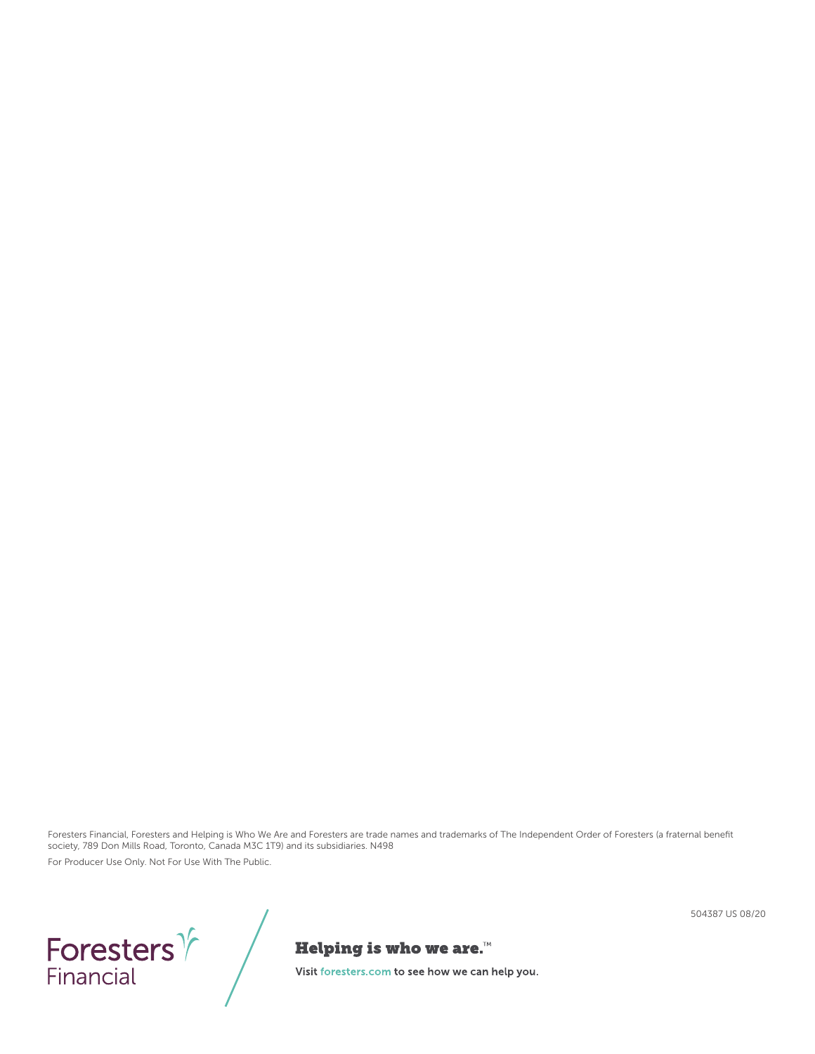Foresters Financial, Foresters and Helping is Who We Are and Foresters are trade names and trademarks of The Independent Order of Foresters (a fraternal benefit society, 789 Don Mills Road, Toronto, Canada M3C 1T9) and its subsidiaries. N498

For Producer Use Only. Not For Use With The Public.

504387 US 08/20

Foresters Financial

**Helping is who we are.™**

Visit foresters.com to see how we can help you.